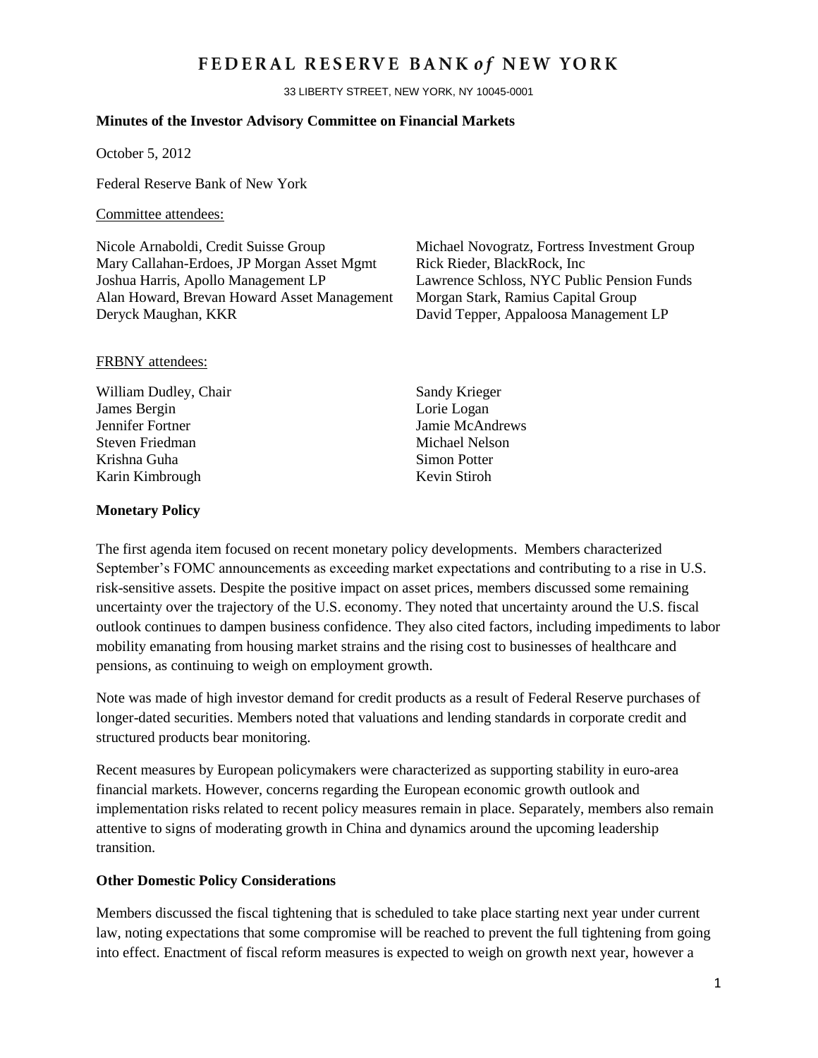# FEDERAL RESERVE BANK *of* NEW YORK

33 LIBERTY STREET, NEW YORK, NY 10045-0001

**Minutes of the Investor Advisory Committee on Financial Markets**

October 5, 2012

Federal Reserve Bank of New York

Committee attendees:

Nicole Arnaboldi, Credit Suisse Group
Mary Callahan-Erdoes, JP Morgan Asset Mgmt
Joshua Harris, Apollo Management LP
Alan Howard, Brevan Howard Asset Management
Deryck Maughan, KKR
Michael Novogratz, Fortress Investment Group
Rick Rieder, BlackRock, Inc
Lawrence Schloss, NYC Public Pension Funds
Morgan Stark, Ramius Capital Group
David Tepper, Appaloosa Management LP

FRBNY attendees:

William Dudley, Chair
James Bergin
Jennifer Fortner
Steven Friedman
Krishna Guha
Karin Kimbrough
Sandy Krieger
Lorie Logan
Jamie McAndrews
Michael Nelson
Simon Potter
Kevin Stiroh

**Monetary Policy**

The first agenda item focused on recent monetary policy developments. Members characterized September's FOMC announcements as exceeding market expectations and contributing to a rise in U.S. risk-sensitive assets. Despite the positive impact on asset prices, members discussed some remaining uncertainty over the trajectory of the U.S. economy. They noted that uncertainty around the U.S. fiscal outlook continues to dampen business confidence. They also cited factors, including impediments to labor mobility emanating from housing market strains and the rising cost to businesses of healthcare and pensions, as continuing to weigh on employment growth.

Note was made of high investor demand for credit products as a result of Federal Reserve purchases of longer-dated securities. Members noted that valuations and lending standards in corporate credit and structured products bear monitoring.

Recent measures by European policymakers were characterized as supporting stability in euro-area financial markets. However, concerns regarding the European economic growth outlook and implementation risks related to recent policy measures remain in place. Separately, members also remain attentive to signs of moderating growth in China and dynamics around the upcoming leadership transition.

**Other Domestic Policy Considerations**

Members discussed the fiscal tightening that is scheduled to take place starting next year under current law, noting expectations that some compromise will be reached to prevent the full tightening from going into effect. Enactment of fiscal reform measures is expected to weigh on growth next year, however a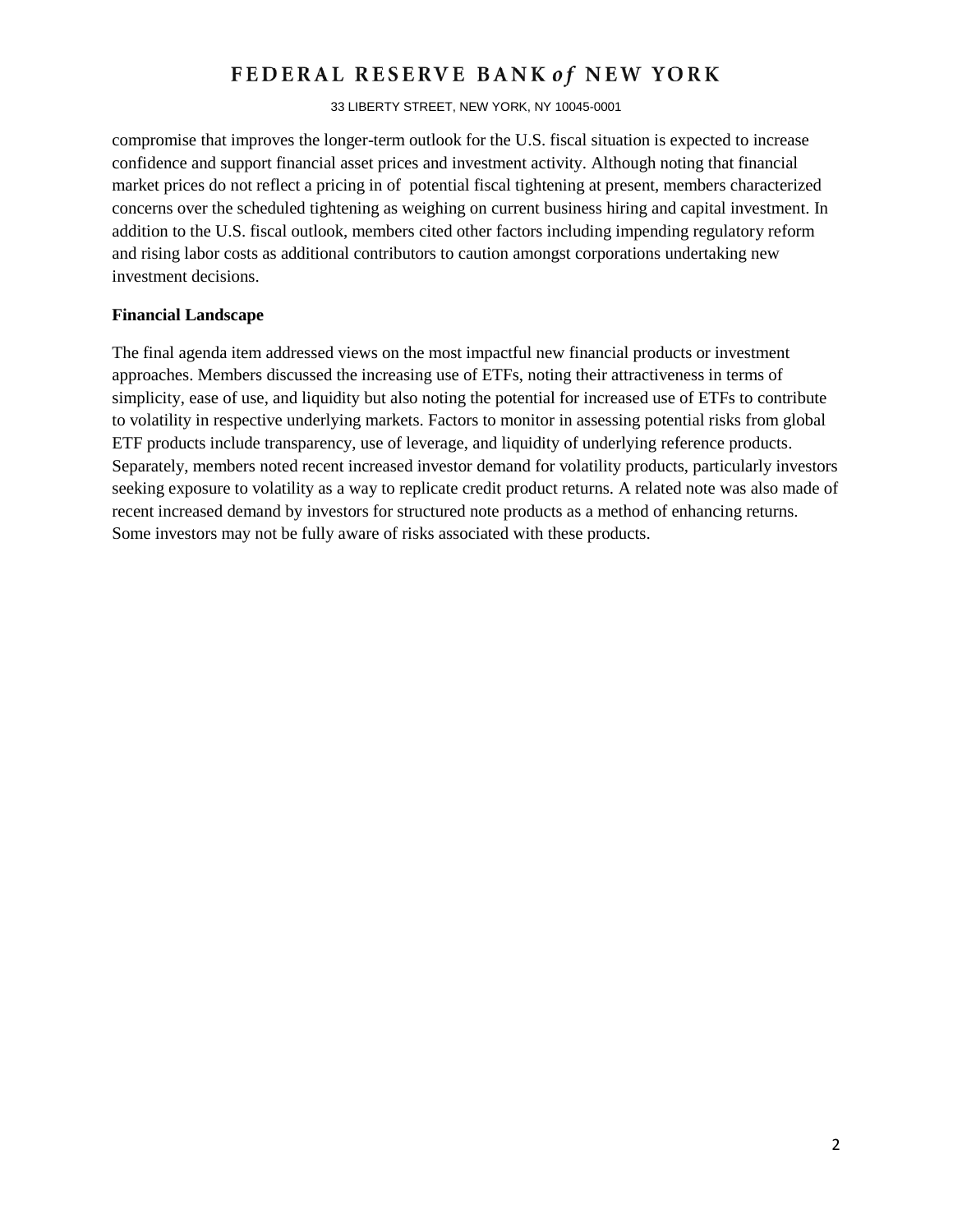compromise that improves the longer-term outlook for the U.S. fiscal situation is expected to increase confidence and support financial asset prices and investment activity. Although noting that financial market prices do not reflect a pricing in of potential fiscal tightening at present, members characterized concerns over the scheduled tightening as weighing on current business hiring and capital investment. In addition to the U.S. fiscal outlook, members cited other factors including impending regulatory reform and rising labor costs as additional contributors to caution amongst corporations undertaking new investment decisions.

**Financial Landscape**

The final agenda item addressed views on the most impactful new financial products or investment approaches. Members discussed the increasing use of ETFs, noting their attractiveness in terms of simplicity, ease of use, and liquidity but also noting the potential for increased use of ETFs to contribute to volatility in respective underlying markets. Factors to monitor in assessing potential risks from global ETF products include transparency, use of leverage, and liquidity of underlying reference products. Separately, members noted recent increased investor demand for volatility products, particularly investors seeking exposure to volatility as a way to replicate credit product returns. A related note was also made of recent increased demand by investors for structured note products as a method of enhancing returns. Some investors may not be fully aware of risks associated with these products.